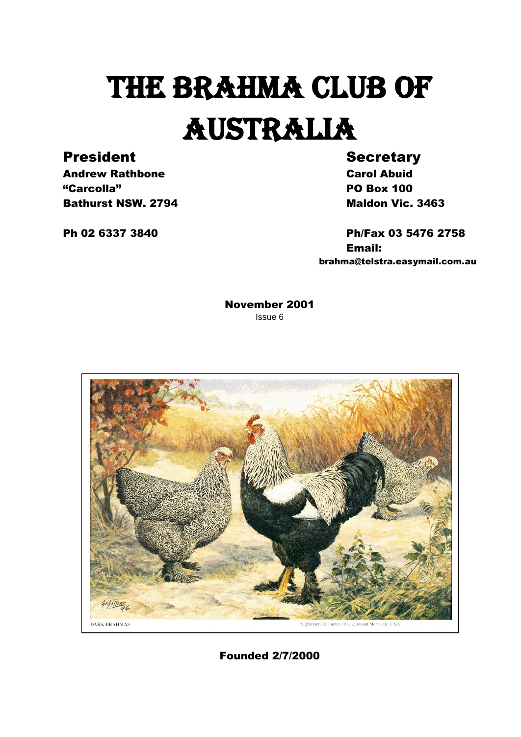# THE BRAHMA CLUB OF AUSTRALIA

**President**

**Andrew Rathbone**
**"Carcolla"**
**Bathurst NSW. 2794**

**Ph 02 6337 3840**

**Secretary**

**Carol Abuid**
**PO Box 100**
**Maldon Vic. 3463**

**Ph/Fax 03 5476 2758**
**Email:**
**brahma@telstra.easymail.com.au**

**November 2001**
Issue 6

DARK BRAHMAS

Supplement to Poultry Tribune, Mount Morris, Ill. U.S.A.

**Founded 2/7/2000**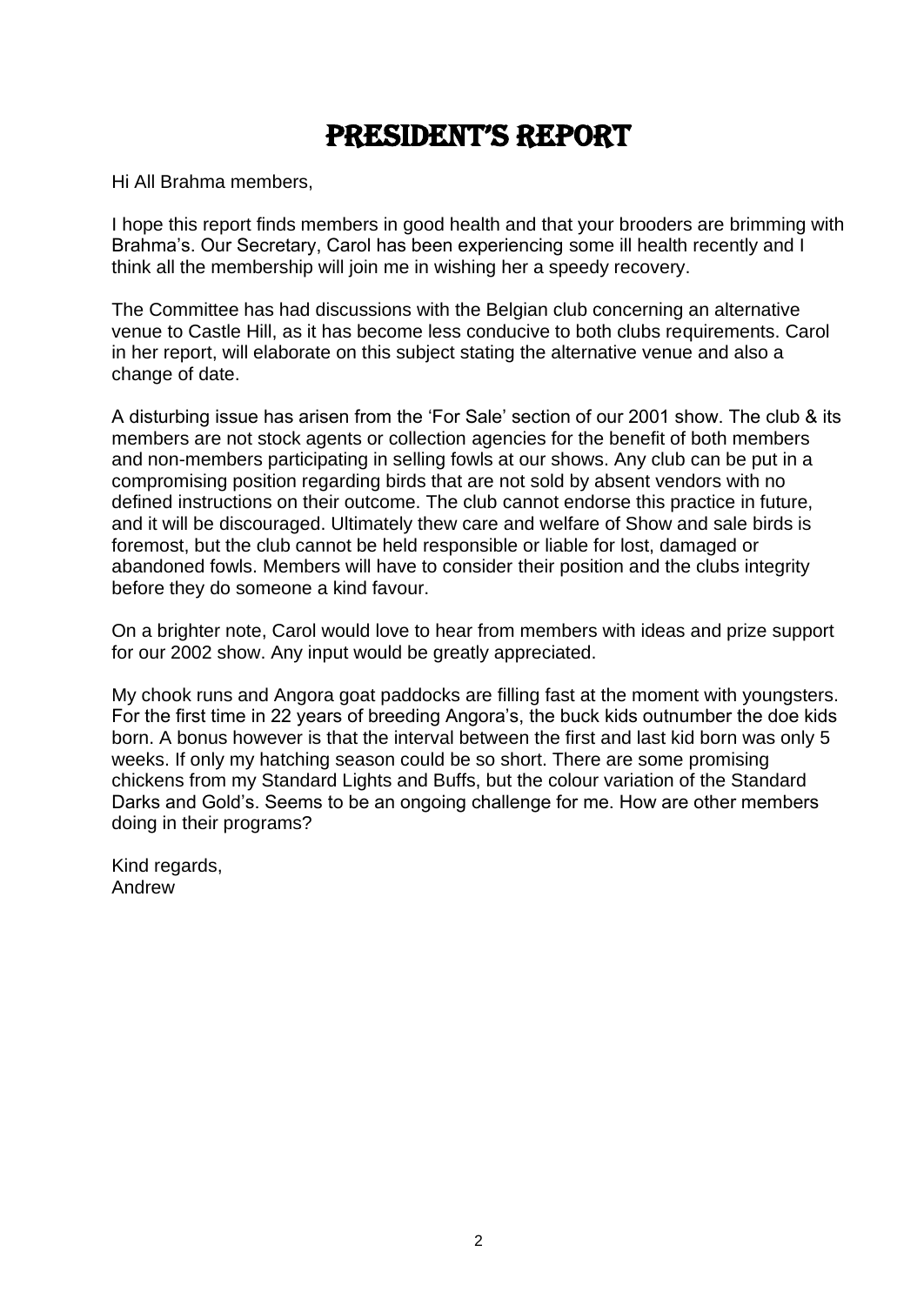# PRESIDENT'S REPORT

Hi All Brahma members,

I hope this report finds members in good health and that your brooders are brimming with Brahma's. Our Secretary, Carol has been experiencing some ill health recently and I think all the membership will join me in wishing her a speedy recovery.

The Committee has had discussions with the Belgian club concerning an alternative venue to Castle Hill, as it has become less conducive to both clubs requirements. Carol in her report, will elaborate on this subject stating the alternative venue and also a change of date.

A disturbing issue has arisen from the 'For Sale' section of our 2001 show. The club & its members are not stock agents or collection agencies for the benefit of both members and non-members participating in selling fowls at our shows. Any club can be put in a compromising position regarding birds that are not sold by absent vendors with no defined instructions on their outcome. The club cannot endorse this practice in future, and it will be discouraged. Ultimately thew care and welfare of Show and sale birds is foremost, but the club cannot be held responsible or liable for lost, damaged or abandoned fowls. Members will have to consider their position and the clubs integrity before they do someone a kind favour.

On a brighter note, Carol would love to hear from members with ideas and prize support for our 2002 show. Any input would be greatly appreciated.

My chook runs and Angora goat paddocks are filling fast at the moment with youngsters. For the first time in 22 years of breeding Angora's, the buck kids outnumber the doe kids born. A bonus however is that the interval between the first and last kid born was only 5 weeks. If only my hatching season could be so short. There are some promising chickens from my Standard Lights and Buffs, but the colour variation of the Standard Darks and Gold's. Seems to be an ongoing challenge for me. How are other members doing in their programs?

Kind regards,
Andrew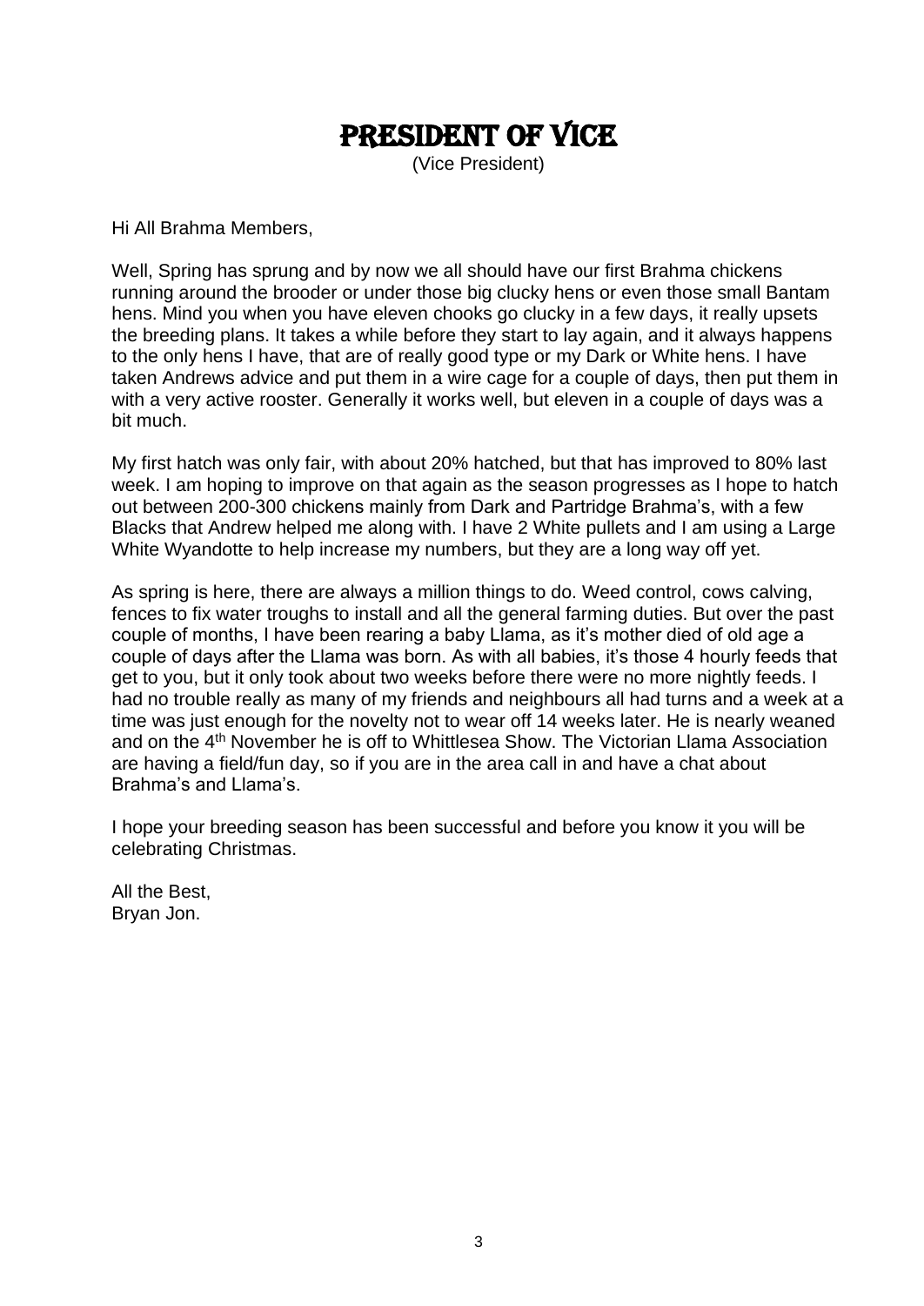# PRESIDENT OF VICE

(Vice President)

Hi All Brahma Members,

Well, Spring has sprung and by now we all should have our first Brahma chickens running around the brooder or under those big clucky hens or even those small Bantam hens. Mind you when you have eleven chooks go clucky in a few days, it really upsets the breeding plans. It takes a while before they start to lay again, and it always happens to the only hens I have, that are of really good type or my Dark or White hens. I have taken Andrews advice and put them in a wire cage for a couple of days, then put them in with a very active rooster. Generally it works well, but eleven in a couple of days was a bit much.

My first hatch was only fair, with about 20% hatched, but that has improved to 80% last week. I am hoping to improve on that again as the season progresses as I hope to hatch out between 200-300 chickens mainly from Dark and Partridge Brahma's, with a few Blacks that Andrew helped me along with. I have 2 White pullets and I am using a Large White Wyandotte to help increase my numbers, but they are a long way off yet.

As spring is here, there are always a million things to do. Weed control, cows calving, fences to fix water troughs to install and all the general farming duties. But over the past couple of months, I have been rearing a baby Llama, as it's mother died of old age a couple of days after the Llama was born. As with all babies, it's those 4 hourly feeds that get to you, but it only took about two weeks before there were no more nightly feeds. I had no trouble really as many of my friends and neighbours all had turns and a week at a time was just enough for the novelty not to wear off 14 weeks later. He is nearly weaned and on the 4th November he is off to Whittlesea Show. The Victorian Llama Association are having a field/fun day, so if you are in the area call in and have a chat about Brahma's and Llama's.

I hope your breeding season has been successful and before you know it you will be celebrating Christmas.

All the Best,
Bryan Jon.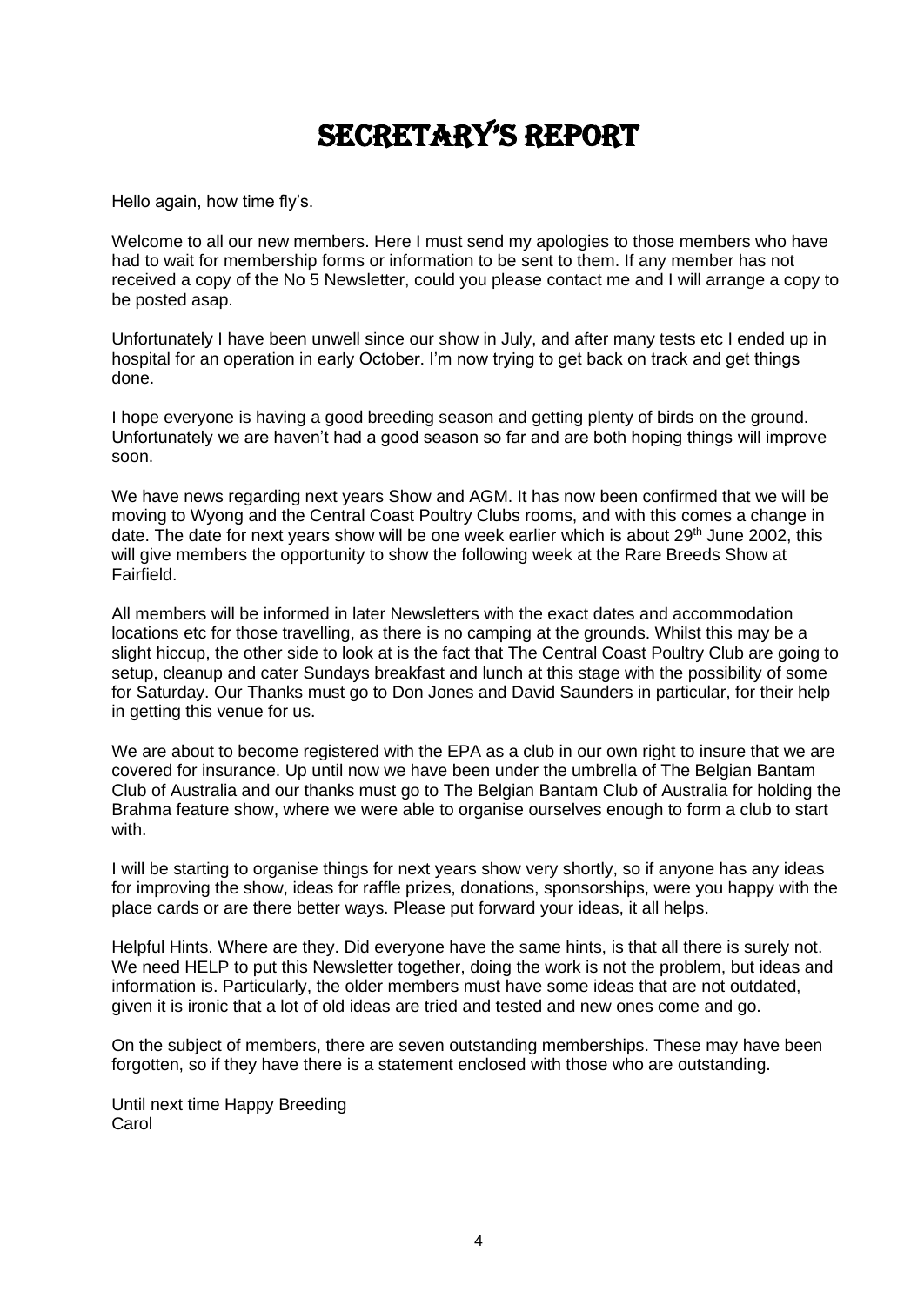# Secretary's Report

Hello again, how time fly's.

Welcome to all our new members. Here I must send my apologies to those members who have had to wait for membership forms or information to be sent to them. If any member has not received a copy of the No 5 Newsletter, could you please contact me and I will arrange a copy to be posted asap.

Unfortunately I have been unwell since our show in July, and after many tests etc I ended up in hospital for an operation in early October. I'm now trying to get back on track and get things done.

I hope everyone is having a good breeding season and getting plenty of birds on the ground. Unfortunately we are haven't had a good season so far and are both hoping things will improve soon.

We have news regarding next years Show and AGM. It has now been confirmed that we will be moving to Wyong and the Central Coast Poultry Clubs rooms, and with this comes a change in date. The date for next years show will be one week earlier which is about 29th June 2002, this will give members the opportunity to show the following week at the Rare Breeds Show at Fairfield.

All members will be informed in later Newsletters with the exact dates and accommodation locations etc for those travelling, as there is no camping at the grounds. Whilst this may be a slight hiccup, the other side to look at is the fact that The Central Coast Poultry Club are going to setup, cleanup and cater Sundays breakfast and lunch at this stage with the possibility of some for Saturday. Our Thanks must go to Don Jones and David Saunders in particular, for their help in getting this venue for us.

We are about to become registered with the EPA as a club in our own right to insure that we are covered for insurance. Up until now we have been under the umbrella of The Belgian Bantam Club of Australia and our thanks must go to The Belgian Bantam Club of Australia for holding the Brahma feature show, where we were able to organise ourselves enough to form a club to start with.

I will be starting to organise things for next years show very shortly, so if anyone has any ideas for improving the show, ideas for raffle prizes, donations, sponsorships, were you happy with the place cards or are there better ways. Please put forward your ideas, it all helps.

Helpful Hints. Where are they. Did everyone have the same hints, is that all there is surely not. We need HELP to put this Newsletter together, doing the work is not the problem, but ideas and information is. Particularly, the older members must have some ideas that are not outdated, given it is ironic that a lot of old ideas are tried and tested and new ones come and go.

On the subject of members, there are seven outstanding memberships. These may have been forgotten, so if they have there is a statement enclosed with those who are outstanding.

Until next time Happy Breeding
Carol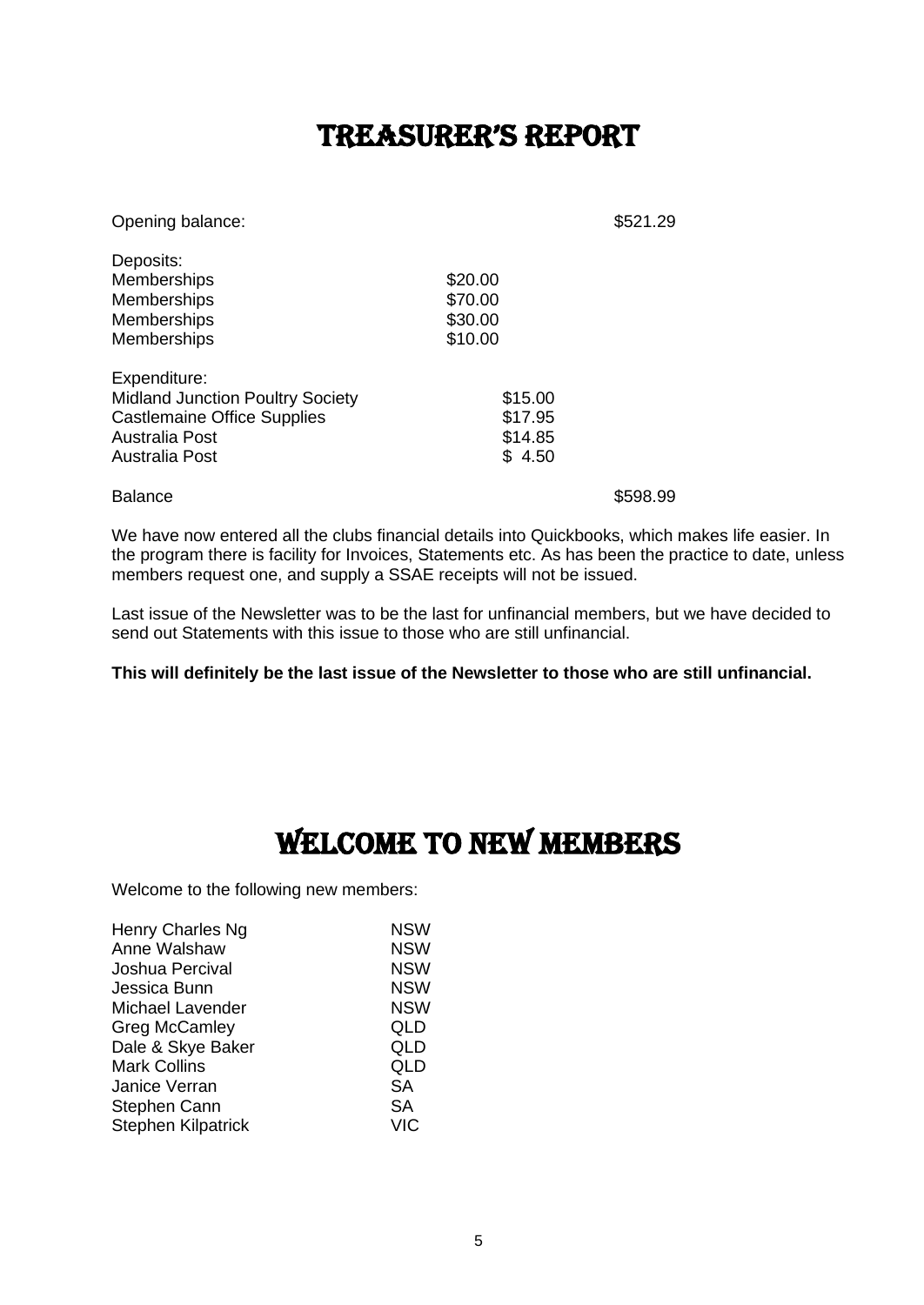# Treasurer's Report

| | | |
|---|---|---|
| Opening balance: | | $521.29 |
| **Deposits:** | | |
| Memberships | $20.00 | |
| Memberships | $70.00 | |
| Memberships | $30.00 | |
| Memberships | $10.00 | |
| **Expenditure:** | | |
| Midland Junction Poultry Society | $15.00 | |
| Castlemaine Office Supplies | $17.95 | |
| Australia Post | $14.85 | |
| Australia Post | $ 4.50 | |
| Balance | | $598.99 |

We have now entered all the clubs financial details into Quickbooks, which makes life easier. In the program there is facility for Invoices, Statements etc. As has been the practice to date, unless members request one, and supply a SSAE receipts will not be issued.

Last issue of the Newsletter was to be the last for unfinancial members, but we have decided to send out Statements with this issue to those who are still unfinancial.

**This will definitely be the last issue of the Newsletter to those who are still unfinancial.**

# Welcome to New Members

Welcome to the following new members:

| | |
|---|---|
| Henry Charles Ng | NSW |
| Anne Walshaw | NSW |
| Joshua Percival | NSW |
| Jessica Bunn | NSW |
| Michael Lavender | NSW |
| Greg McCamley | QLD |
| Dale & Skye Baker | QLD |
| Mark Collins | QLD |
| Janice Verran | SA |
| Stephen Cann | SA |
| Stephen Kilpatrick | VIC |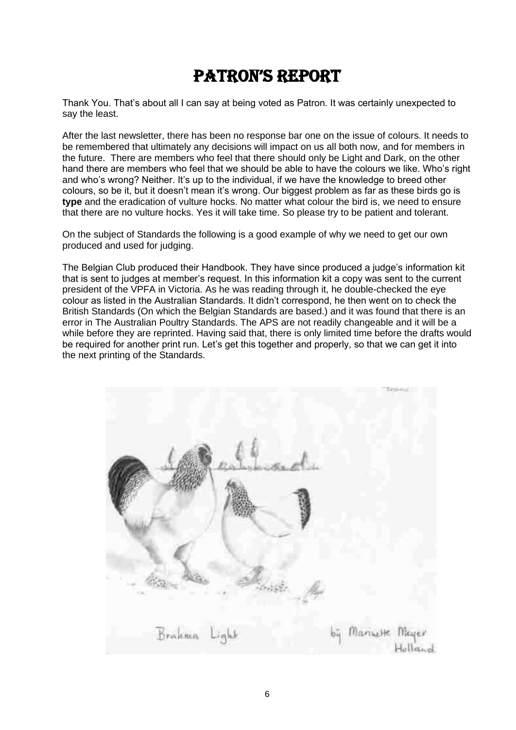# PATRON'S REPORT

Thank You. That's about all I can say at being voted as Patron. It was certainly unexpected to say the least.

After the last newsletter, there has been no response bar one on the issue of colours. It needs to be remembered that ultimately any decisions will impact on us all both now, and for members in the future. There are members who feel that there should only be Light and Dark, on the other hand there are members who feel that we should be able to have the colours we like. Who's right and who's wrong? Neither. It's up to the individual, if we have the knowledge to breed other colours, so be it, but it doesn't mean it's wrong. Our biggest problem as far as these birds go is **type** and the eradication of vulture hocks. No matter what colour the bird is, we need to ensure that there are no vulture hocks. Yes it will take time. So please try to be patient and tolerant.

On the subject of Standards the following is a good example of why we need to get our own produced and used for judging.

The Belgian Club produced their Handbook. They have since produced a judge's information kit that is sent to judges at member's request. In this information kit a copy was sent to the current president of the VPFA in Victoria. As he was reading through it, he double-checked the eye colour as listed in the Australian Standards. It didn't correspond, he then went on to check the British Standards (On which the Belgian Standards are based.) and it was found that there is an error in The Australian Poultry Standards. The APS are not readily changeable and it will be a while before they are reprinted. Having said that, there is only limited time before the drafts would be required for another print run. Let's get this together and properly, so that we can get it into the next printing of the Standards.

Brahma Light by Mariette Meyer Holland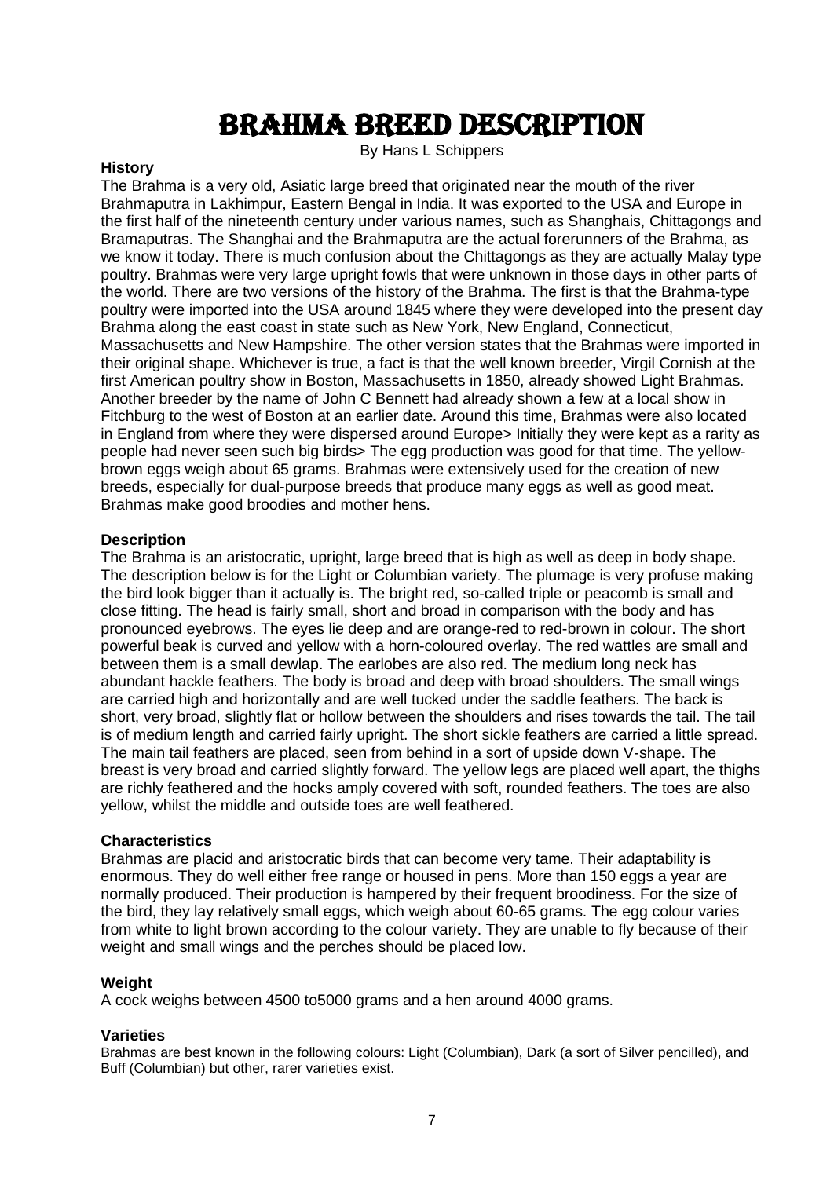# BRAHMA BREED DESCRIPTION

By Hans L Schippers

**History**

The Brahma is a very old, Asiatic large breed that originated near the mouth of the river Brahmaputra in Lakhimpur, Eastern Bengal in India. It was exported to the USA and Europe in the first half of the nineteenth century under various names, such as Shanghais, Chittagongs and Bramaputras. The Shanghai and the Brahmaputra are the actual forerunners of the Brahma, as we know it today. There is much confusion about the Chittagongs as they are actually Malay type poultry. Brahmas were very large upright fowls that were unknown in those days in other parts of the world. There are two versions of the history of the Brahma. The first is that the Brahma-type poultry were imported into the USA around 1845 where they were developed into the present day Brahma along the east coast in state such as New York, New England, Connecticut, Massachusetts and New Hampshire. The other version states that the Brahmas were imported in their original shape. Whichever is true, a fact is that the well known breeder, Virgil Cornish at the first American poultry show in Boston, Massachusetts in 1850, already showed Light Brahmas. Another breeder by the name of John C Bennett had already shown a few at a local show in Fitchburg to the west of Boston at an earlier date. Around this time, Brahmas were also located in England from where they were dispersed around Europe> Initially they were kept as a rarity as people had never seen such big birds> The egg production was good for that time. The yellow-brown eggs weigh about 65 grams. Brahmas were extensively used for the creation of new breeds, especially for dual-purpose breeds that produce many eggs as well as good meat. Brahmas make good broodies and mother hens.

**Description**

The Brahma is an aristocratic, upright, large breed that is high as well as deep in body shape. The description below is for the Light or Columbian variety. The plumage is very profuse making the bird look bigger than it actually is. The bright red, so-called triple or peacomb is small and close fitting. The head is fairly small, short and broad in comparison with the body and has pronounced eyebrows. The eyes lie deep and are orange-red to red-brown in colour. The short powerful beak is curved and yellow with a horn-coloured overlay. The red wattles are small and between them is a small dewlap. The earlobes are also red. The medium long neck has abundant hackle feathers. The body is broad and deep with broad shoulders. The small wings are carried high and horizontally and are well tucked under the saddle feathers. The back is short, very broad, slightly flat or hollow between the shoulders and rises towards the tail. The tail is of medium length and carried fairly upright. The short sickle feathers are carried a little spread. The main tail feathers are placed, seen from behind in a sort of upside down V-shape. The breast is very broad and carried slightly forward. The yellow legs are placed well apart, the thighs are richly feathered and the hocks amply covered with soft, rounded feathers. The toes are also yellow, whilst the middle and outside toes are well feathered.

**Characteristics**

Brahmas are placid and aristocratic birds that can become very tame. Their adaptability is enormous. They do well either free range or housed in pens. More than 150 eggs a year are normally produced. Their production is hampered by their frequent broodiness. For the size of the bird, they lay relatively small eggs, which weigh about 60-65 grams. The egg colour varies from white to light brown according to the colour variety. They are unable to fly because of their weight and small wings and the perches should be placed low.

**Weight**

A cock weighs between 4500 to5000 grams and a hen around 4000 grams.

**Varieties**

Brahmas are best known in the following colours: Light (Columbian), Dark (a sort of Silver pencilled), and Buff (Columbian) but other, rarer varieties exist.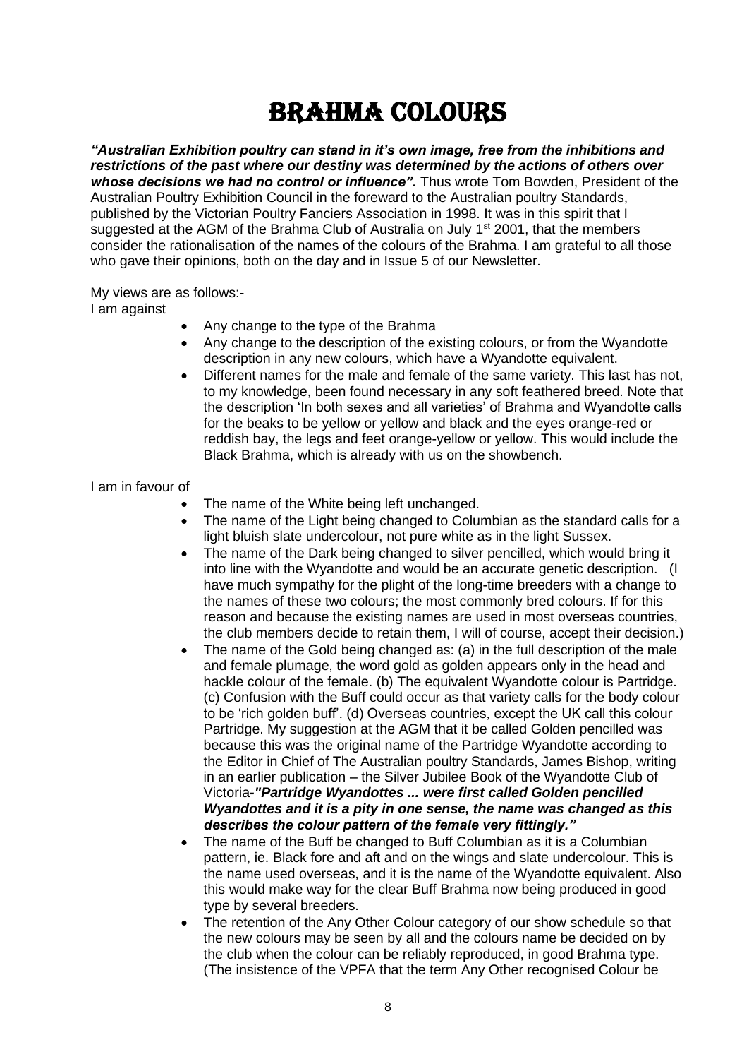# BRAHMA COLOURS

***"Australian Exhibition poultry can stand in it's own image, free from the inhibitions and restrictions of the past where our destiny was determined by the actions of others over whose decisions we had no control or influence".*** Thus wrote Tom Bowden, President of the Australian Poultry Exhibition Council in the foreward to the Australian poultry Standards, published by the Victorian Poultry Fanciers Association in 1998. It was in this spirit that I suggested at the AGM of the Brahma Club of Australia on July 1st 2001, that the members consider the rationalisation of the names of the colours of the Brahma. I am grateful to all those who gave their opinions, both on the day and in Issue 5 of our Newsletter.

My views are as follows:-

I am against

- Any change to the type of the Brahma
- Any change to the description of the existing colours, or from the Wyandotte description in any new colours, which have a Wyandotte equivalent.
- Different names for the male and female of the same variety. This last has not, to my knowledge, been found necessary in any soft feathered breed. Note that the description 'In both sexes and all varieties' of Brahma and Wyandotte calls for the beaks to be yellow or yellow and black and the eyes orange-red or reddish bay, the legs and feet orange-yellow or yellow. This would include the Black Brahma, which is already with us on the showbench.

I am in favour of

- The name of the White being left unchanged.
- The name of the Light being changed to Columbian as the standard calls for a light bluish slate undercolour, not pure white as in the light Sussex.
- The name of the Dark being changed to silver pencilled, which would bring it into line with the Wyandotte and would be an accurate genetic description. (I have much sympathy for the plight of the long-time breeders with a change to the names of these two colours; the most commonly bred colours. If for this reason and because the existing names are used in most overseas countries, the club members decide to retain them, I will of course, accept their decision.)
- The name of the Gold being changed as: (a) in the full description of the male and female plumage, the word gold as golden appears only in the head and hackle colour of the female. (b) The equivalent Wyandotte colour is Partridge. (c) Confusion with the Buff could occur as that variety calls for the body colour to be 'rich golden buff'. (d) Overseas countries, except the UK call this colour Partridge. My suggestion at the AGM that it be called Golden pencilled was because this was the original name of the Partridge Wyandotte according to the Editor in Chief of The Australian poultry Standards, James Bishop, writing in an earlier publication – the Silver Jubilee Book of the Wyandotte Club of Victoria-***"Partridge Wyandottes ... were first called Golden pencilled Wyandottes and it is a pity in one sense, the name was changed as this describes the colour pattern of the female very fittingly."***
- The name of the Buff be changed to Buff Columbian as it is a Columbian pattern, ie. Black fore and aft and on the wings and slate undercolour. This is the name used overseas, and it is the name of the Wyandotte equivalent. Also this would make way for the clear Buff Brahma now being produced in good type by several breeders.
- The retention of the Any Other Colour category of our show schedule so that the new colours may be seen by all and the colours name be decided on by the club when the colour can be reliably reproduced, in good Brahma type. (The insistence of the VPFA that the term Any Other recognised Colour be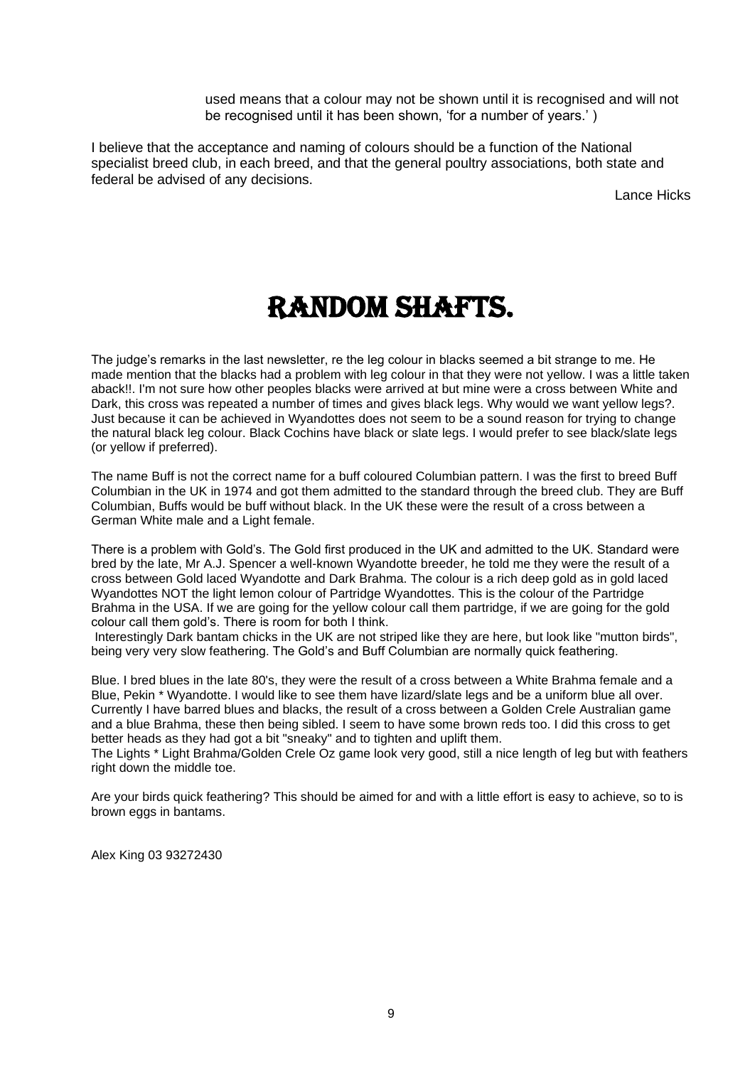used means that a colour may not be shown until it is recognised and will not be recognised until it has been shown, 'for a number of years.' )

I believe that the acceptance and naming of colours should be a function of the National specialist breed club, in each breed, and that the general poultry associations, both state and federal be advised of any decisions.

Lance Hicks

# RANDOM SHAFTS.

The judge's remarks in the last newsletter, re the leg colour in blacks seemed a bit strange to me. He made mention that the blacks had a problem with leg colour in that they were not yellow. I was a little taken aback!!. I'm not sure how other peoples blacks were arrived at but mine were a cross between White and Dark, this cross was repeated a number of times and gives black legs. Why would we want yellow legs?. Just because it can be achieved in Wyandottes does not seem to be a sound reason for trying to change the natural black leg colour. Black Cochins have black or slate legs. I would prefer to see black/slate legs (or yellow if preferred).

The name Buff is not the correct name for a buff coloured Columbian pattern. I was the first to breed Buff Columbian in the UK in 1974 and got them admitted to the standard through the breed club. They are Buff Columbian, Buffs would be buff without black. In the UK these were the result of a cross between a German White male and a Light female.

There is a problem with Gold's. The Gold first produced in the UK and admitted to the UK. Standard were bred by the late, Mr A.J. Spencer a well-known Wyandotte breeder, he told me they were the result of a cross between Gold laced Wyandotte and Dark Brahma. The colour is a rich deep gold as in gold laced Wyandottes NOT the light lemon colour of Partridge Wyandottes. This is the colour of the Partridge Brahma in the USA. If we are going for the yellow colour call them partridge, if we are going for the gold colour call them gold's. There is room for both I think.

Interestingly Dark bantam chicks in the UK are not striped like they are here, but look like "mutton birds", being very very slow feathering. The Gold's and Buff Columbian are normally quick feathering.

Blue. I bred blues in the late 80's, they were the result of a cross between a White Brahma female and a Blue, Pekin * Wyandotte. I would like to see them have lizard/slate legs and be a uniform blue all over. Currently I have barred blues and blacks, the result of a cross between a Golden Crele Australian game and a blue Brahma, these then being sibled. I seem to have some brown reds too. I did this cross to get better heads as they had got a bit "sneaky" and to tighten and uplift them.

The Lights * Light Brahma/Golden Crele Oz game look very good, still a nice length of leg but with feathers right down the middle toe.

Are your birds quick feathering? This should be aimed for and with a little effort is easy to achieve, so to is brown eggs in bantams.

Alex King 03 93272430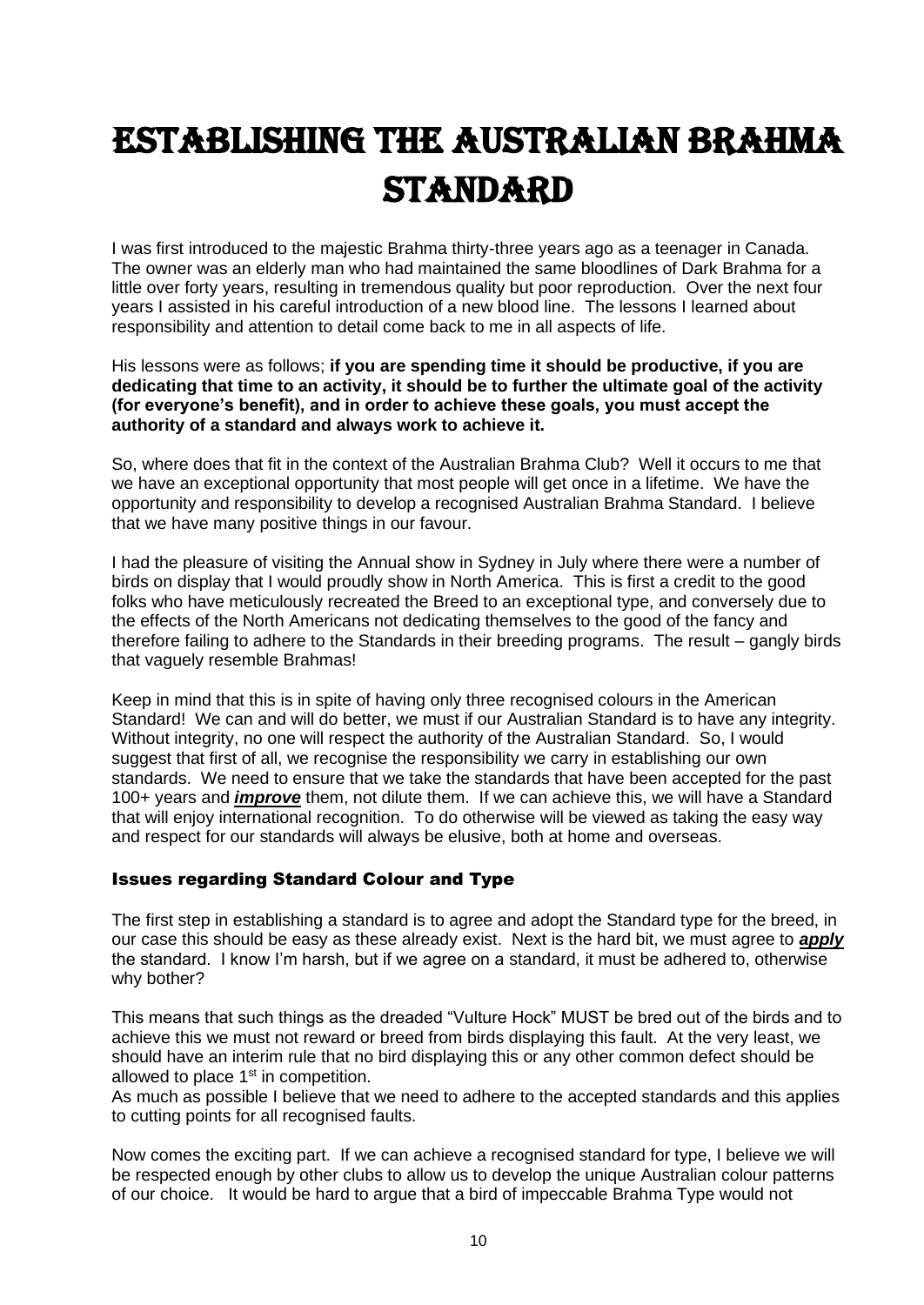# Establishing the Australian Brahma Standard

I was first introduced to the majestic Brahma thirty-three years ago as a teenager in Canada. The owner was an elderly man who had maintained the same bloodlines of Dark Brahma for a little over forty years, resulting in tremendous quality but poor reproduction. Over the next four years I assisted in his careful introduction of a new blood line. The lessons I learned about responsibility and attention to detail come back to me in all aspects of life.

His lessons were as follows; **if you are spending time it should be productive, if you are dedicating that time to an activity, it should be to further the ultimate goal of the activity (for everyone's benefit), and in order to achieve these goals, you must accept the authority of a standard and always work to achieve it.**

So, where does that fit in the context of the Australian Brahma Club? Well it occurs to me that we have an exceptional opportunity that most people will get once in a lifetime. We have the opportunity and responsibility to develop a recognised Australian Brahma Standard. I believe that we have many positive things in our favour.

I had the pleasure of visiting the Annual show in Sydney in July where there were a number of birds on display that I would proudly show in North America. This is first a credit to the good folks who have meticulously recreated the Breed to an exceptional type, and conversely due to the effects of the North Americans not dedicating themselves to the good of the fancy and therefore failing to adhere to the Standards in their breeding programs. The result – gangly birds that vaguely resemble Brahmas!

Keep in mind that this is in spite of having only three recognised colours in the American Standard! We can and will do better, we must if our Australian Standard is to have any integrity. Without integrity, no one will respect the authority of the Australian Standard. So, I would suggest that first of all, we recognise the responsibility we carry in establishing our own standards. We need to ensure that we take the standards that have been accepted for the past 100+ years and ***improve*** them, not dilute them. If we can achieve this, we will have a Standard that will enjoy international recognition. To do otherwise will be viewed as taking the easy way and respect for our standards will always be elusive, both at home and overseas.

### Issues regarding Standard Colour and Type

The first step in establishing a standard is to agree and adopt the Standard type for the breed, in our case this should be easy as these already exist. Next is the hard bit, we must agree to ***apply*** the standard. I know I'm harsh, but if we agree on a standard, it must be adhered to, otherwise why bother?

This means that such things as the dreaded "Vulture Hock" MUST be bred out of the birds and to achieve this we must not reward or breed from birds displaying this fault. At the very least, we should have an interim rule that no bird displaying this or any other common defect should be allowed to place 1st in competition.

As much as possible I believe that we need to adhere to the accepted standards and this applies to cutting points for all recognised faults.

Now comes the exciting part. If we can achieve a recognised standard for type, I believe we will be respected enough by other clubs to allow us to develop the unique Australian colour patterns of our choice. It would be hard to argue that a bird of impeccable Brahma Type would not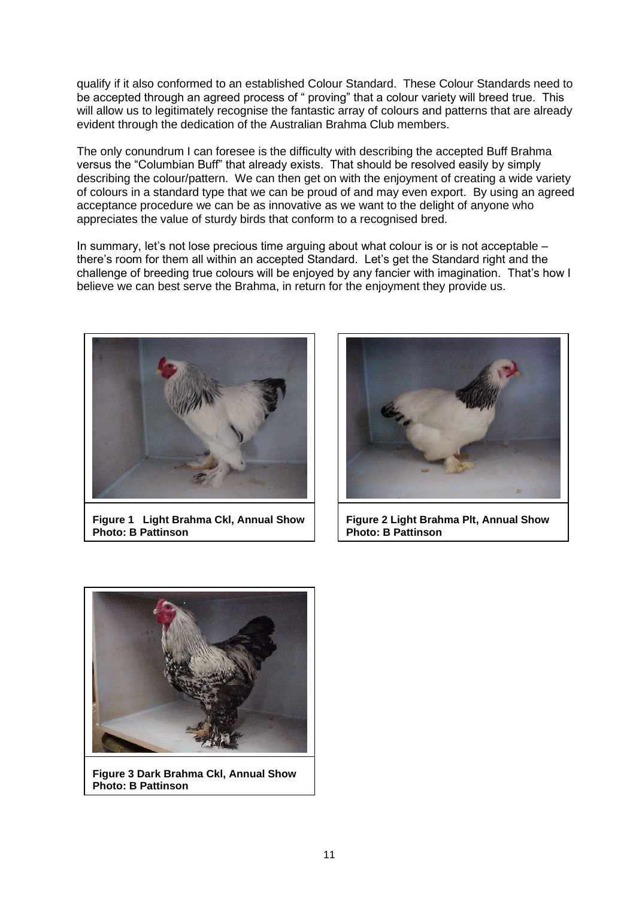qualify if it also conformed to an established Colour Standard. These Colour Standards need to be accepted through an agreed process of " proving" that a colour variety will breed true. This will allow us to legitimately recognise the fantastic array of colours and patterns that are already evident through the dedication of the Australian Brahma Club members.

The only conundrum I can foresee is the difficulty with describing the accepted Buff Brahma versus the "Columbian Buff" that already exists. That should be resolved easily by simply describing the colour/pattern. We can then get on with the enjoyment of creating a wide variety of colours in a standard type that we can be proud of and may even export. By using an agreed acceptance procedure we can be as innovative as we want to the delight of anyone who appreciates the value of sturdy birds that conform to a recognised bred.

In summary, let's not lose precious time arguing about what colour is or is not acceptable – there's room for them all within an accepted Standard. Let's get the Standard right and the challenge of breeding true colours will be enjoyed by any fancier with imagination. That's how I believe we can best serve the Brahma, in return for the enjoyment they provide us.

**Figure 1 Light Brahma Ckl, Annual Show**
**Photo: B Pattinson**

**Figure 2 Light Brahma Plt, Annual Show**
**Photo: B Pattinson**

**Figure 3 Dark Brahma Ckl, Annual Show**
**Photo: B Pattinson**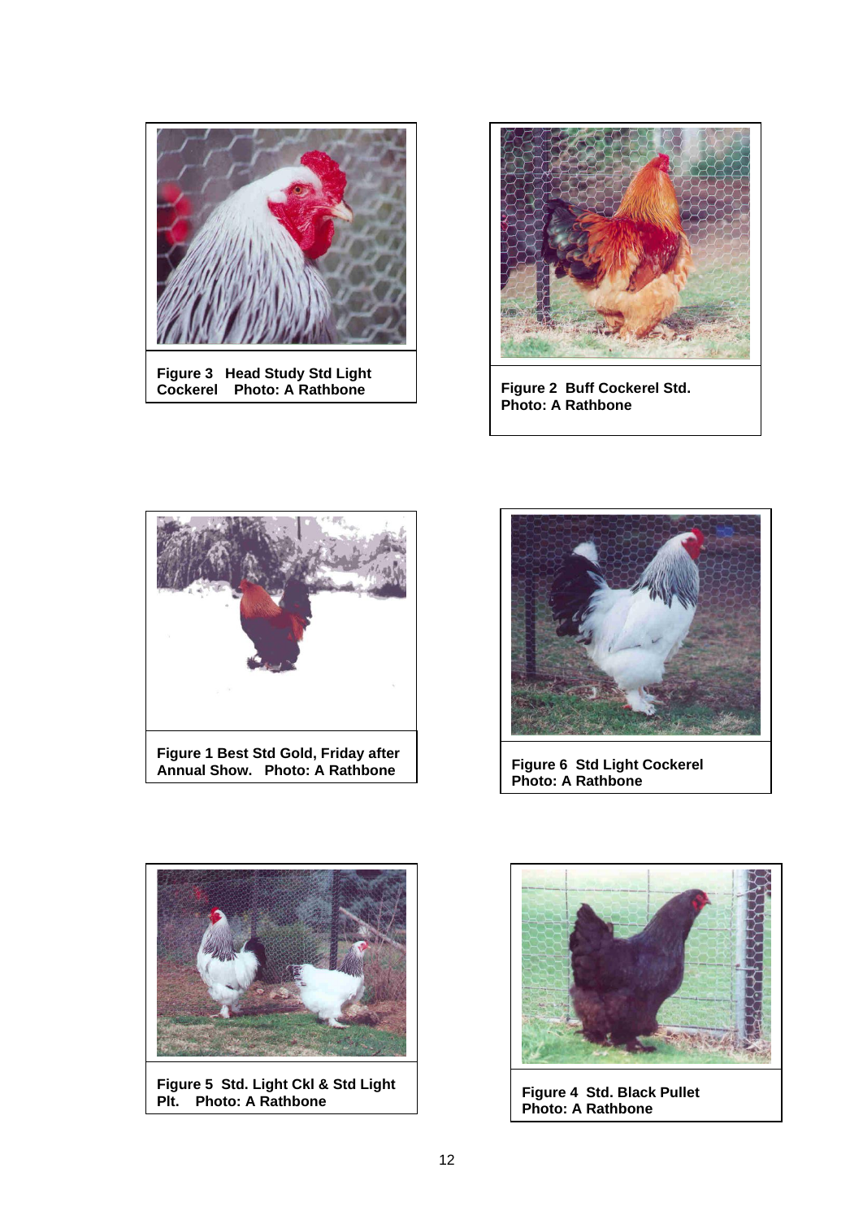**Figure 3 Head Study Std Light Cockerel Photo: A Rathbone**

**Figure 2 Buff Cockerel Std. Photo: A Rathbone**

**Figure 1 Best Std Gold, Friday after Annual Show. Photo: A Rathbone**

**Figure 6 Std Light Cockerel Photo: A Rathbone**

**Figure 5 Std. Light Ckl & Std Light Plt. Photo: A Rathbone**

**Figure 4 Std. Black Pullet Photo: A Rathbone**